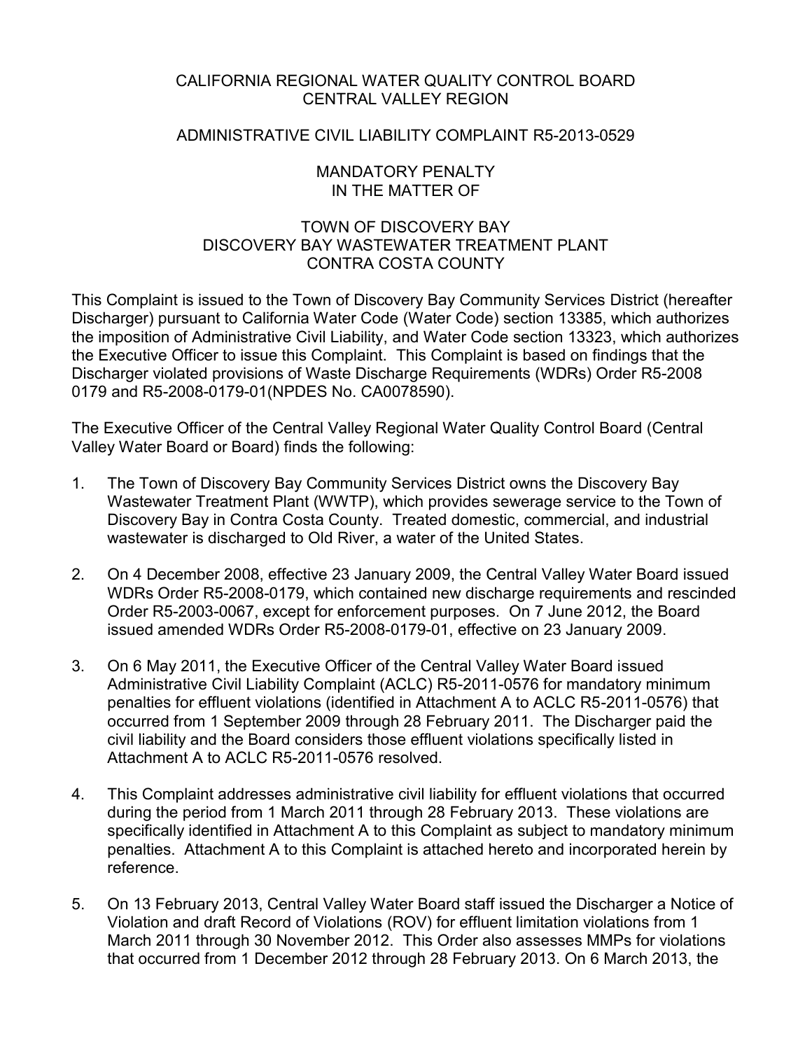CALIFORNIA REGIONAL WATER QUALITY CONTROL BOARD
CENTRAL VALLEY REGION

ADMINISTRATIVE CIVIL LIABILITY COMPLAINT R5-2013-0529

MANDATORY PENALTY
IN THE MATTER OF

TOWN OF DISCOVERY BAY
DISCOVERY BAY WASTEWATER TREATMENT PLANT
CONTRA COSTA COUNTY

This Complaint is issued to the Town of Discovery Bay Community Services District (hereafter Discharger) pursuant to California Water Code (Water Code) section 13385, which authorizes the imposition of Administrative Civil Liability, and Water Code section 13323, which authorizes the Executive Officer to issue this Complaint. This Complaint is based on findings that the Discharger violated provisions of Waste Discharge Requirements (WDRs) Order R5-2008 0179 and R5-2008-0179-01(NPDES No. CA0078590).

The Executive Officer of the Central Valley Regional Water Quality Control Board (Central Valley Water Board or Board) finds the following:

1. The Town of Discovery Bay Community Services District owns the Discovery Bay Wastewater Treatment Plant (WWTP), which provides sewerage service to the Town of Discovery Bay in Contra Costa County. Treated domestic, commercial, and industrial wastewater is discharged to Old River, a water of the United States.

2. On 4 December 2008, effective 23 January 2009, the Central Valley Water Board issued WDRs Order R5-2008-0179, which contained new discharge requirements and rescinded Order R5-2003-0067, except for enforcement purposes. On 7 June 2012, the Board issued amended WDRs Order R5-2008-0179-01, effective on 23 January 2009.

3. On 6 May 2011, the Executive Officer of the Central Valley Water Board issued Administrative Civil Liability Complaint (ACLC) R5-2011-0576 for mandatory minimum penalties for effluent violations (identified in Attachment A to ACLC R5-2011-0576) that occurred from 1 September 2009 through 28 February 2011. The Discharger paid the civil liability and the Board considers those effluent violations specifically listed in Attachment A to ACLC R5-2011-0576 resolved.

4. This Complaint addresses administrative civil liability for effluent violations that occurred during the period from 1 March 2011 through 28 February 2013. These violations are specifically identified in Attachment A to this Complaint as subject to mandatory minimum penalties. Attachment A to this Complaint is attached hereto and incorporated herein by reference.

5. On 13 February 2013, Central Valley Water Board staff issued the Discharger a Notice of Violation and draft Record of Violations (ROV) for effluent limitation violations from 1 March 2011 through 30 November 2012. This Order also assesses MMPs for violations that occurred from 1 December 2012 through 28 February 2013. On 6 March 2013, the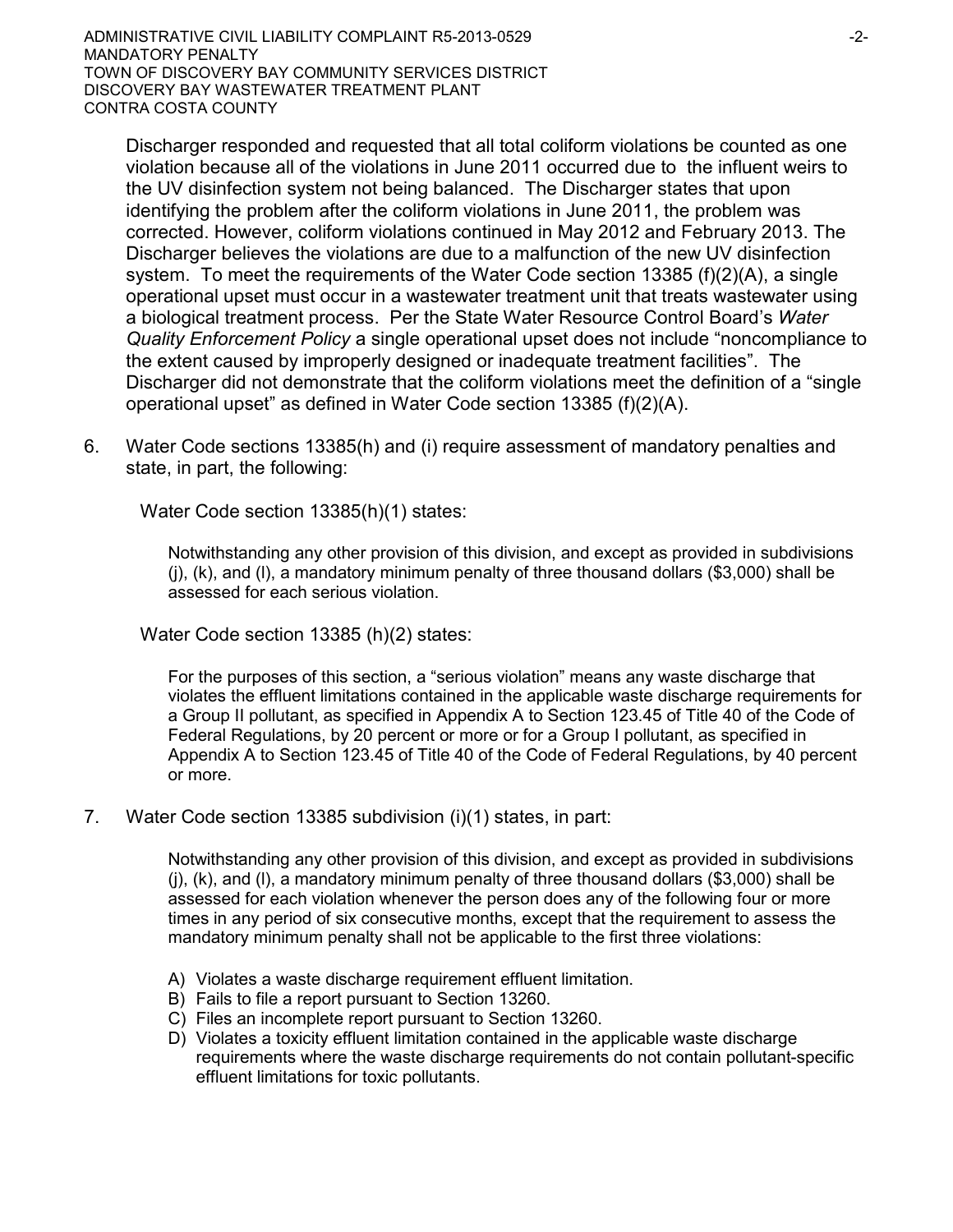Discharger responded and requested that all total coliform violations be counted as one violation because all of the violations in June 2011 occurred due to the influent weirs to the UV disinfection system not being balanced. The Discharger states that upon identifying the problem after the coliform violations in June 2011, the problem was corrected. However, coliform violations continued in May 2012 and February 2013. The Discharger believes the violations are due to a malfunction of the new UV disinfection system. To meet the requirements of the Water Code section 13385 (f)(2)(A), a single operational upset must occur in a wastewater treatment unit that treats wastewater using a biological treatment process. Per the State Water Resource Control Board's *Water Quality Enforcement Policy* a single operational upset does not include "noncompliance to the extent caused by improperly designed or inadequate treatment facilities". The Discharger did not demonstrate that the coliform violations meet the definition of a "single operational upset" as defined in Water Code section 13385 (f)(2)(A).

6. Water Code sections 13385(h) and (i) require assessment of mandatory penalties and state, in part, the following:

   Water Code section 13385(h)(1) states:

   > Notwithstanding any other provision of this division, and except as provided in subdivisions (j), (k), and (l), a mandatory minimum penalty of three thousand dollars ($3,000) shall be assessed for each serious violation.

   Water Code section 13385 (h)(2) states:

   > For the purposes of this section, a "serious violation" means any waste discharge that violates the effluent limitations contained in the applicable waste discharge requirements for a Group II pollutant, as specified in Appendix A to Section 123.45 of Title 40 of the Code of Federal Regulations, by 20 percent or more or for a Group I pollutant, as specified in Appendix A to Section 123.45 of Title 40 of the Code of Federal Regulations, by 40 percent or more.

7. Water Code section 13385 subdivision (i)(1) states, in part:

   > Notwithstanding any other provision of this division, and except as provided in subdivisions (j), (k), and (l), a mandatory minimum penalty of three thousand dollars ($3,000) shall be assessed for each violation whenever the person does any of the following four or more times in any period of six consecutive months, except that the requirement to assess the mandatory minimum penalty shall not be applicable to the first three violations:
   >
   > A) Violates a waste discharge requirement effluent limitation.
   > B) Fails to file a report pursuant to Section 13260.
   > C) Files an incomplete report pursuant to Section 13260.
   > D) Violates a toxicity effluent limitation contained in the applicable waste discharge requirements where the waste discharge requirements do not contain pollutant-specific effluent limitations for toxic pollutants.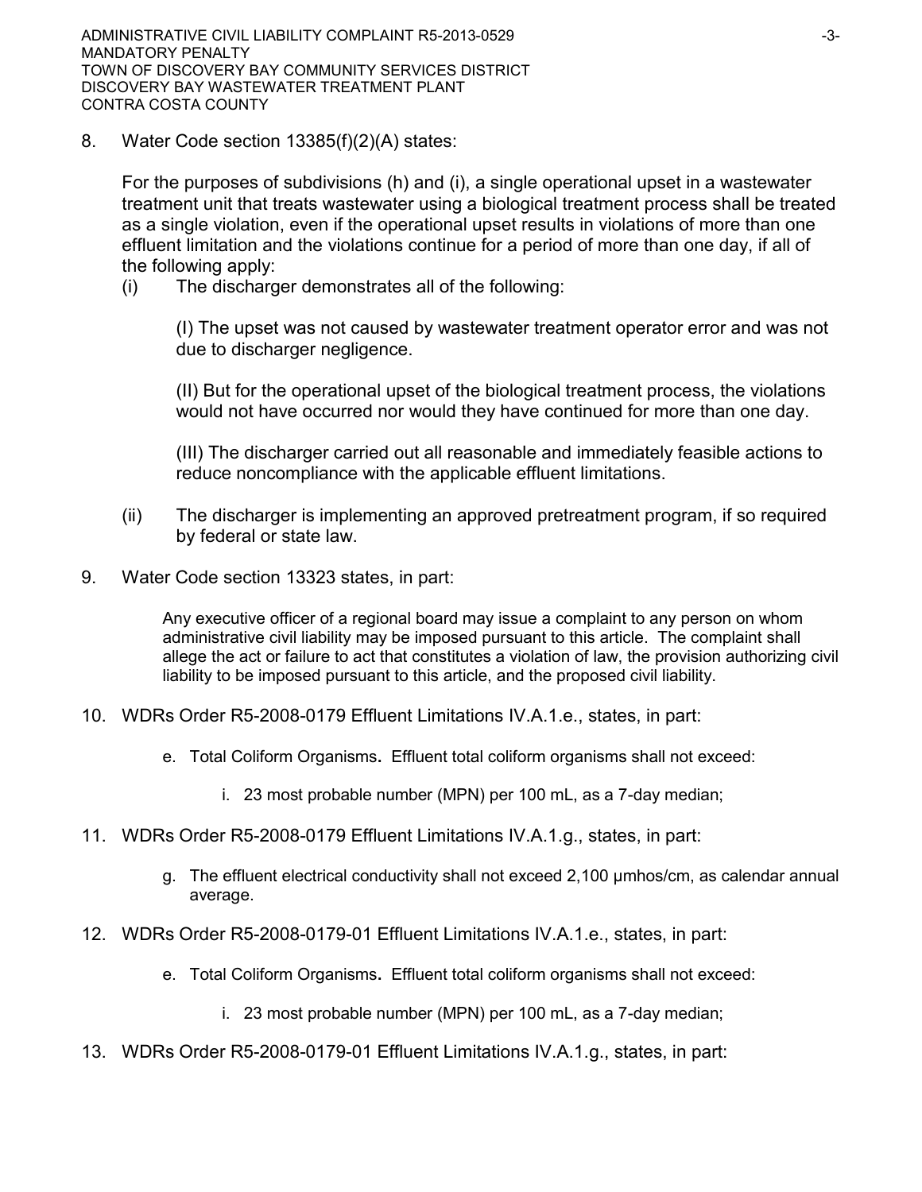8. Water Code section 13385(f)(2)(A) states:

   For the purposes of subdivisions (h) and (i), a single operational upset in a wastewater treatment unit that treats wastewater using a biological treatment process shall be treated as a single violation, even if the operational upset results in violations of more than one effluent limitation and the violations continue for a period of more than one day, if all of the following apply:

   (i) The discharger demonstrates all of the following:

   (I) The upset was not caused by wastewater treatment operator error and was not due to discharger negligence.

   (II) But for the operational upset of the biological treatment process, the violations would not have occurred nor would they have continued for more than one day.

   (III) The discharger carried out all reasonable and immediately feasible actions to reduce noncompliance with the applicable effluent limitations.

   (ii) The discharger is implementing an approved pretreatment program, if so required by federal or state law.

9. Water Code section 13323 states, in part:

   > Any executive officer of a regional board may issue a complaint to any person on whom administrative civil liability may be imposed pursuant to this article. The complaint shall allege the act or failure to act that constitutes a violation of law, the provision authorizing civil liability to be imposed pursuant to this article, and the proposed civil liability.

10. WDRs Order R5-2008-0179 Effluent Limitations IV.A.1.e., states, in part:

    e. Total Coliform Organisms**.** Effluent total coliform organisms shall not exceed:

       i. 23 most probable number (MPN) per 100 mL, as a 7-day median;

11. WDRs Order R5-2008-0179 Effluent Limitations IV.A.1.g., states, in part:

    g. The effluent electrical conductivity shall not exceed 2,100 µmhos/cm, as calendar annual average.

12. WDRs Order R5-2008-0179-01 Effluent Limitations IV.A.1.e., states, in part:

    e. Total Coliform Organisms**.** Effluent total coliform organisms shall not exceed:

       i. 23 most probable number (MPN) per 100 mL, as a 7-day median;

13. WDRs Order R5-2008-0179-01 Effluent Limitations IV.A.1.g., states, in part: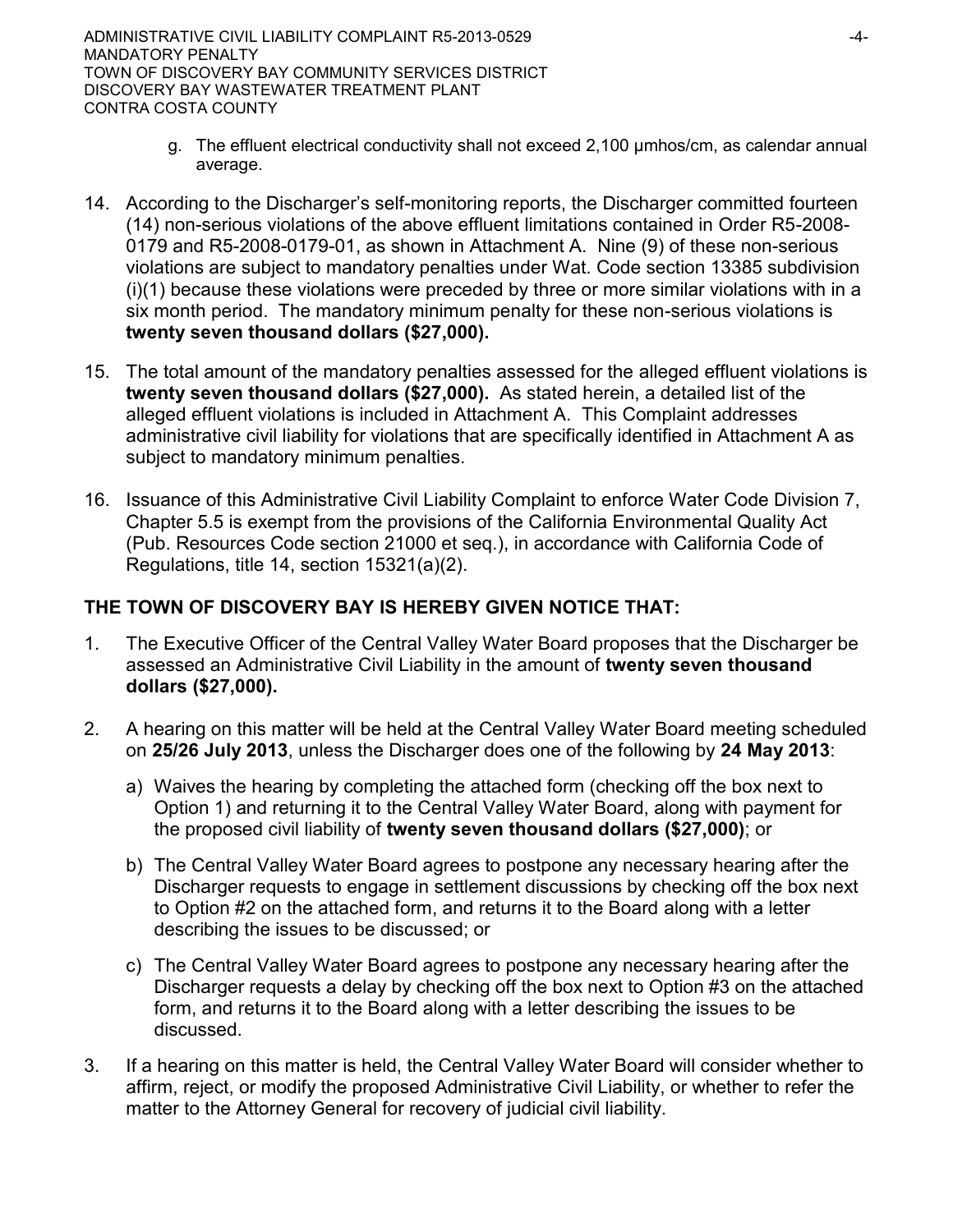g. The effluent electrical conductivity shall not exceed 2,100 μmhos/cm, as calendar annual average.

14. According to the Discharger's self-monitoring reports, the Discharger committed fourteen (14) non-serious violations of the above effluent limitations contained in Order R5-2008-0179 and R5-2008-0179-01, as shown in Attachment A. Nine (9) of these non-serious violations are subject to mandatory penalties under Wat. Code section 13385 subdivision (i)(1) because these violations were preceded by three or more similar violations with in a six month period. The mandatory minimum penalty for these non-serious violations is **twenty seven thousand dollars ($27,000).**

15. The total amount of the mandatory penalties assessed for the alleged effluent violations is **twenty seven thousand dollars ($27,000).** As stated herein, a detailed list of the alleged effluent violations is included in Attachment A. This Complaint addresses administrative civil liability for violations that are specifically identified in Attachment A as subject to mandatory minimum penalties.

16. Issuance of this Administrative Civil Liability Complaint to enforce Water Code Division 7, Chapter 5.5 is exempt from the provisions of the California Environmental Quality Act (Pub. Resources Code section 21000 et seq.), in accordance with California Code of Regulations, title 14, section 15321(a)(2).

## THE TOWN OF DISCOVERY BAY IS HEREBY GIVEN NOTICE THAT:

1. The Executive Officer of the Central Valley Water Board proposes that the Discharger be assessed an Administrative Civil Liability in the amount of **twenty seven thousand dollars ($27,000).**

2. A hearing on this matter will be held at the Central Valley Water Board meeting scheduled on **25/26 July 2013**, unless the Discharger does one of the following by **24 May 2013**:

   a) Waives the hearing by completing the attached form (checking off the box next to Option 1) and returning it to the Central Valley Water Board, along with payment for the proposed civil liability of **twenty seven thousand dollars ($27,000)**; or

   b) The Central Valley Water Board agrees to postpone any necessary hearing after the Discharger requests to engage in settlement discussions by checking off the box next to Option #2 on the attached form, and returns it to the Board along with a letter describing the issues to be discussed; or

   c) The Central Valley Water Board agrees to postpone any necessary hearing after the Discharger requests a delay by checking off the box next to Option #3 on the attached form, and returns it to the Board along with a letter describing the issues to be discussed.

3. If a hearing on this matter is held, the Central Valley Water Board will consider whether to affirm, reject, or modify the proposed Administrative Civil Liability, or whether to refer the matter to the Attorney General for recovery of judicial civil liability.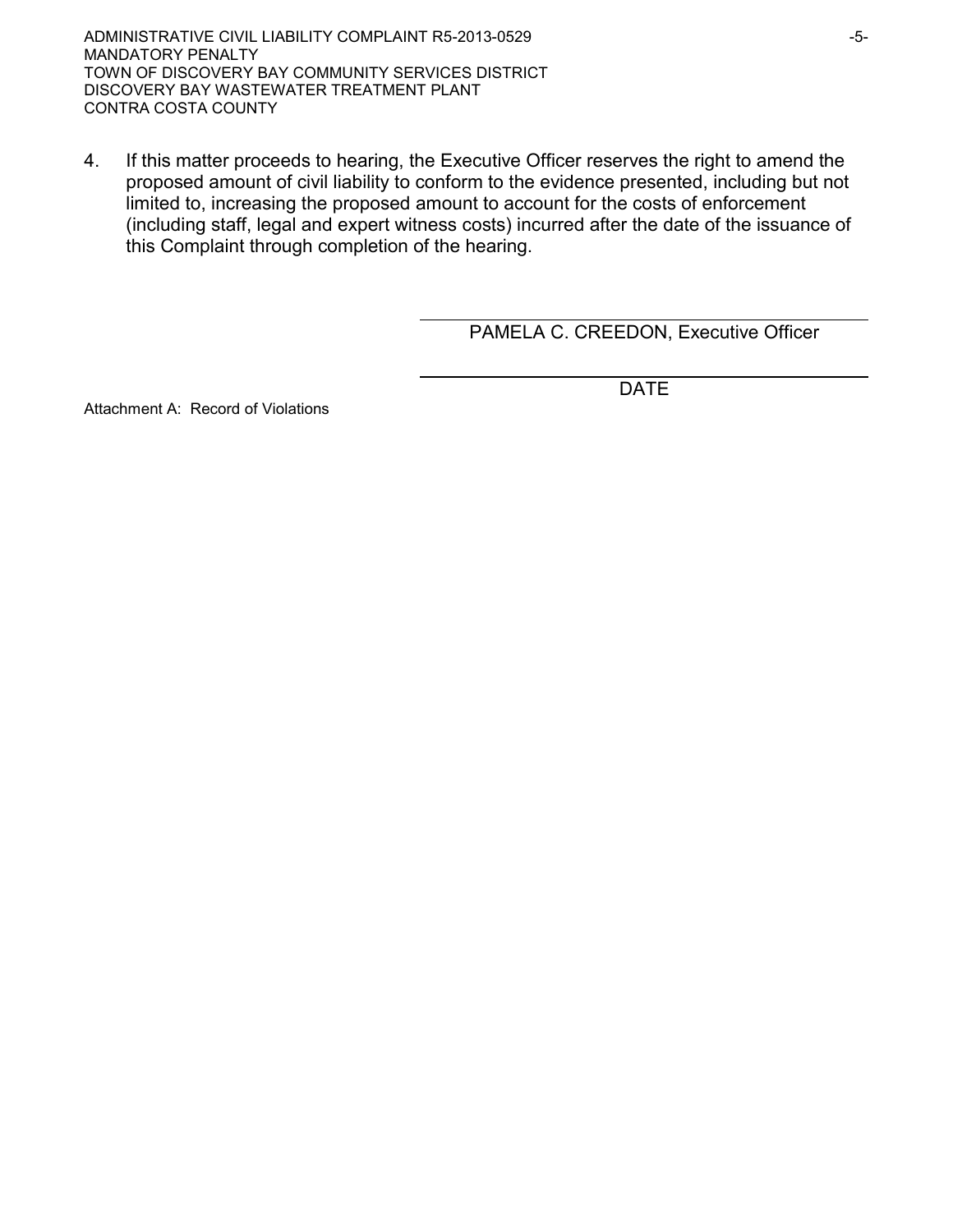4. If this matter proceeds to hearing, the Executive Officer reserves the right to amend the proposed amount of civil liability to conform to the evidence presented, including but not limited to, increasing the proposed amount to account for the costs of enforcement (including staff, legal and expert witness costs) incurred after the date of the issuance of this Complaint through completion of the hearing.

PAMELA C. CREEDON, Executive Officer

DATE

Attachment A: Record of Violations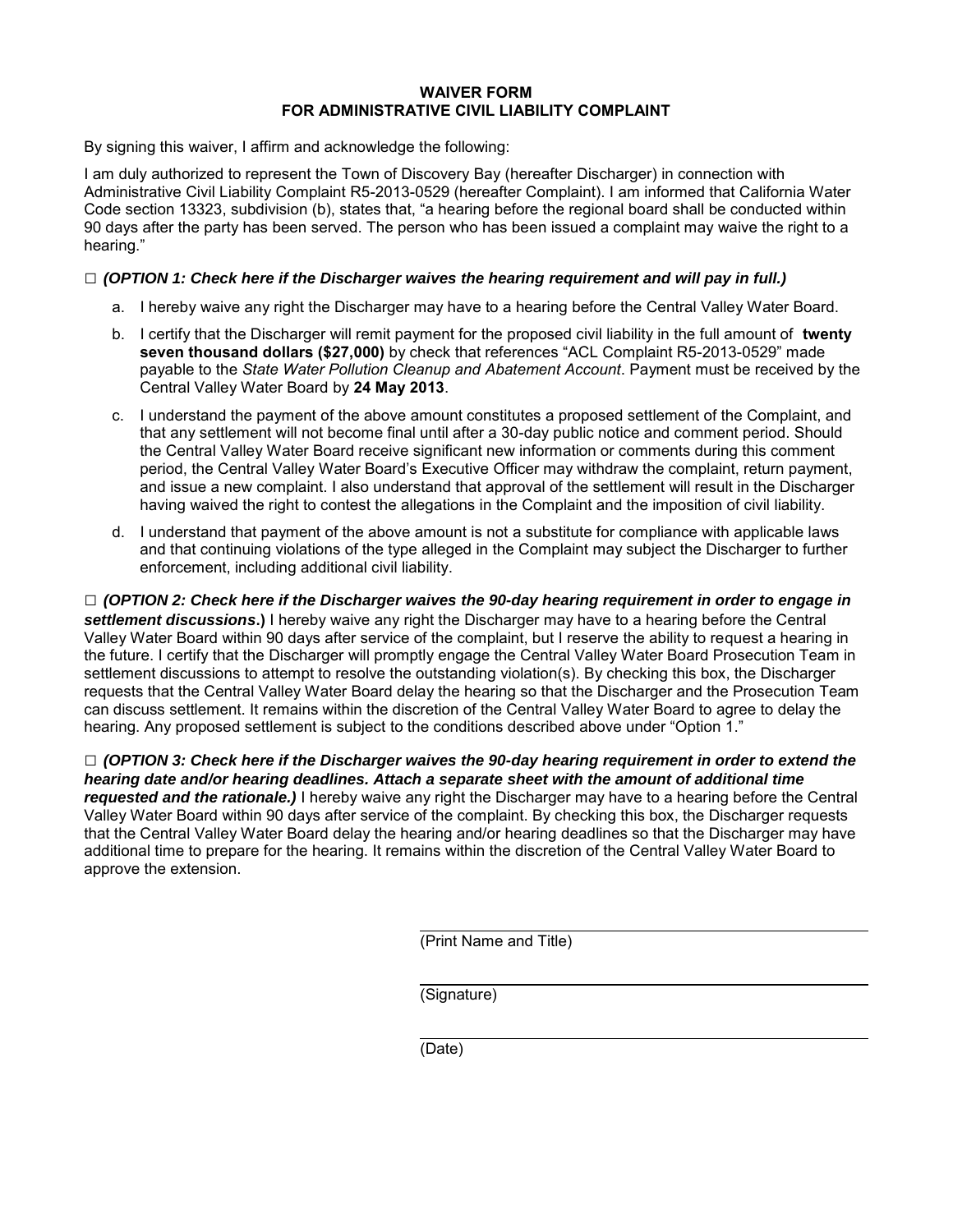# WAIVER FORM
# FOR ADMINISTRATIVE CIVIL LIABILITY COMPLAINT

By signing this waiver, I affirm and acknowledge the following:

I am duly authorized to represent the Town of Discovery Bay (hereafter Discharger) in connection with Administrative Civil Liability Complaint R5-2013-0529 (hereafter Complaint). I am informed that California Water Code section 13323, subdivision (b), states that, "a hearing before the regional board shall be conducted within 90 days after the party has been served. The person who has been issued a complaint may waive the right to a hearing."

□ ***(OPTION 1: Check here if the Discharger waives the hearing requirement and will pay in full.)***

a. I hereby waive any right the Discharger may have to a hearing before the Central Valley Water Board.

b. I certify that the Discharger will remit payment for the proposed civil liability in the full amount of **twenty seven thousand dollars ($27,000)** by check that references "ACL Complaint R5-2013-0529" made payable to the *State Water Pollution Cleanup and Abatement Account*. Payment must be received by the Central Valley Water Board by **24 May 2013**.

c. I understand the payment of the above amount constitutes a proposed settlement of the Complaint, and that any settlement will not become final until after a 30-day public notice and comment period. Should the Central Valley Water Board receive significant new information or comments during this comment period, the Central Valley Water Board's Executive Officer may withdraw the complaint, return payment, and issue a new complaint. I also understand that approval of the settlement will result in the Discharger having waived the right to contest the allegations in the Complaint and the imposition of civil liability.

d. I understand that payment of the above amount is not a substitute for compliance with applicable laws and that continuing violations of the type alleged in the Complaint may subject the Discharger to further enforcement, including additional civil liability.

□ ***(OPTION 2: Check here if the Discharger waives the 90-day hearing requirement in order to engage in settlement discussions*.)** I hereby waive any right the Discharger may have to a hearing before the Central Valley Water Board within 90 days after service of the complaint, but I reserve the ability to request a hearing in the future. I certify that the Discharger will promptly engage the Central Valley Water Board Prosecution Team in settlement discussions to attempt to resolve the outstanding violation(s). By checking this box, the Discharger requests that the Central Valley Water Board delay the hearing so that the Discharger and the Prosecution Team can discuss settlement. It remains within the discretion of the Central Valley Water Board to agree to delay the hearing. Any proposed settlement is subject to the conditions described above under "Option 1."

□ ***(OPTION 3: Check here if the Discharger waives the 90-day hearing requirement in order to extend the hearing date and/or hearing deadlines. Attach a separate sheet with the amount of additional time requested and the rationale.)*** I hereby waive any right the Discharger may have to a hearing before the Central Valley Water Board within 90 days after service of the complaint. By checking this box, the Discharger requests that the Central Valley Water Board delay the hearing and/or hearing deadlines so that the Discharger may have additional time to prepare for the hearing. It remains within the discretion of the Central Valley Water Board to approve the extension.

\_\_\_\_\_\_\_\_\_\_\_\_\_\_\_\_\_\_\_\_\_\_\_\_\_\_\_\_\_\_\_\_
(Print Name and Title)

\_\_\_\_\_\_\_\_\_\_\_\_\_\_\_\_\_\_\_\_\_\_\_\_\_\_\_\_\_\_\_\_
(Signature)

\_\_\_\_\_\_\_\_\_\_\_\_\_\_\_\_\_\_\_\_\_\_\_\_\_\_\_\_\_\_\_\_
(Date)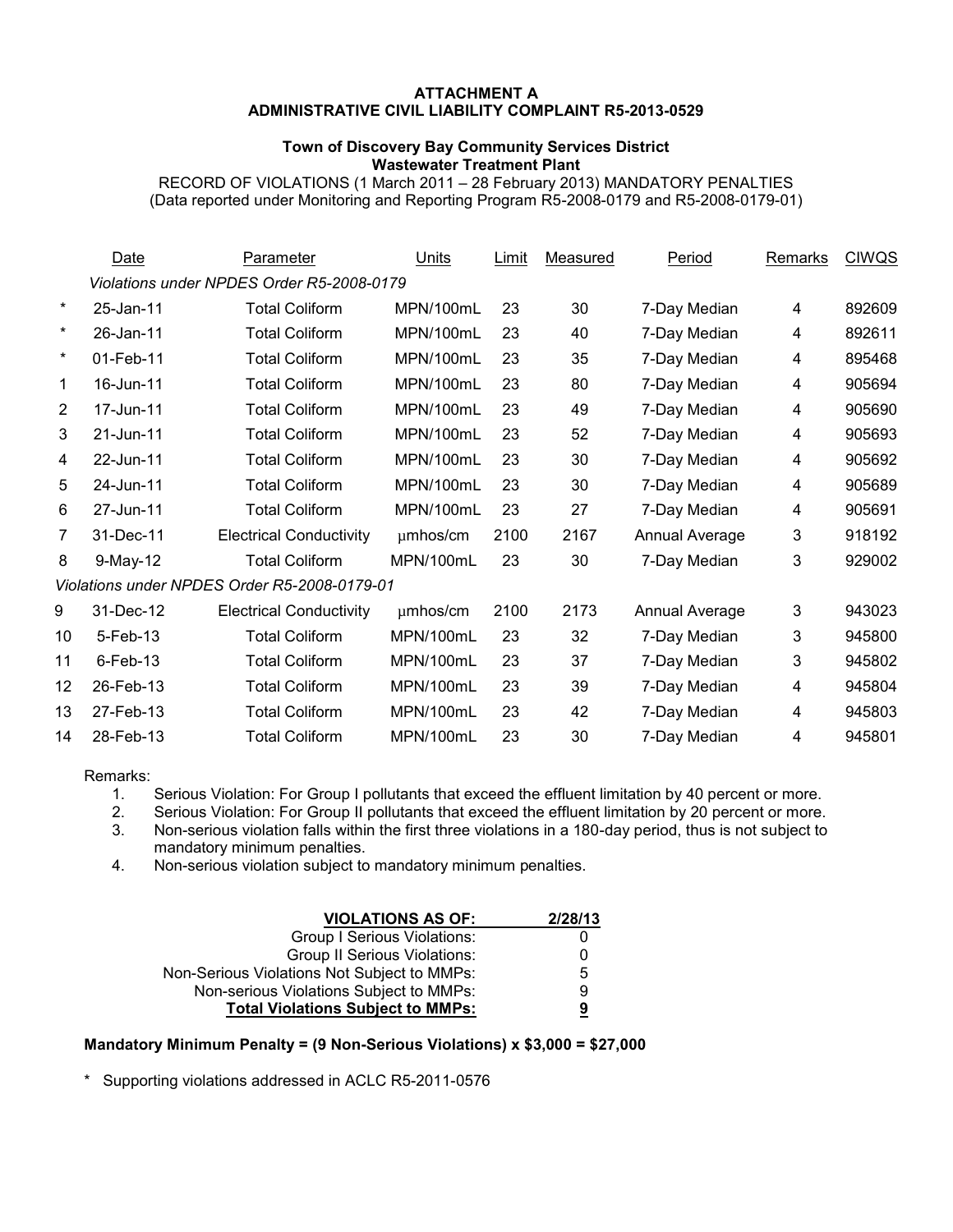**ATTACHMENT A**
**ADMINISTRATIVE CIVIL LIABILITY COMPLAINT R5-2013-0529**

**Town of Discovery Bay Community Services District**
**Wastewater Treatment Plant**

RECORD OF VIOLATIONS (1 March 2011 – 28 February 2013) MANDATORY PENALTIES
(Data reported under Monitoring and Reporting Program R5-2008-0179 and R5-2008-0179-01)

| | Date | Parameter | Units | Limit | Measured | Period | Remarks | CIWQS |
|---|---|---|---|---|---|---|---|---|
| | *Violations under NPDES Order R5-2008-0179* | | | | | | | |
| * | 25-Jan-11 | Total Coliform | MPN/100mL | 23 | 30 | 7-Day Median | 4 | 892609 |
| * | 26-Jan-11 | Total Coliform | MPN/100mL | 23 | 40 | 7-Day Median | 4 | 892611 |
| * | 01-Feb-11 | Total Coliform | MPN/100mL | 23 | 35 | 7-Day Median | 4 | 895468 |
| 1 | 16-Jun-11 | Total Coliform | MPN/100mL | 23 | 80 | 7-Day Median | 4 | 905694 |
| 2 | 17-Jun-11 | Total Coliform | MPN/100mL | 23 | 49 | 7-Day Median | 4 | 905690 |
| 3 | 21-Jun-11 | Total Coliform | MPN/100mL | 23 | 52 | 7-Day Median | 4 | 905693 |
| 4 | 22-Jun-11 | Total Coliform | MPN/100mL | 23 | 30 | 7-Day Median | 4 | 905692 |
| 5 | 24-Jun-11 | Total Coliform | MPN/100mL | 23 | 30 | 7-Day Median | 4 | 905689 |
| 6 | 27-Jun-11 | Total Coliform | MPN/100mL | 23 | 27 | 7-Day Median | 4 | 905691 |
| 7 | 31-Dec-11 | Electrical Conductivity | μmhos/cm | 2100 | 2167 | Annual Average | 3 | 918192 |
| 8 | 9-May-12 | Total Coliform | MPN/100mL | 23 | 30 | 7-Day Median | 3 | 929002 |
| | *Violations under NPDES Order R5-2008-0179-01* | | | | | | | |
| 9 | 31-Dec-12 | Electrical Conductivity | μmhos/cm | 2100 | 2173 | Annual Average | 3 | 943023 |
| 10 | 5-Feb-13 | Total Coliform | MPN/100mL | 23 | 32 | 7-Day Median | 3 | 945800 |
| 11 | 6-Feb-13 | Total Coliform | MPN/100mL | 23 | 37 | 7-Day Median | 3 | 945802 |
| 12 | 26-Feb-13 | Total Coliform | MPN/100mL | 23 | 39 | 7-Day Median | 4 | 945804 |
| 13 | 27-Feb-13 | Total Coliform | MPN/100mL | 23 | 42 | 7-Day Median | 4 | 945803 |
| 14 | 28-Feb-13 | Total Coliform | MPN/100mL | 23 | 30 | 7-Day Median | 4 | 945801 |

Remarks:

1. Serious Violation: For Group I pollutants that exceed the effluent limitation by 40 percent or more.
2. Serious Violation: For Group II pollutants that exceed the effluent limitation by 20 percent or more.
3. Non-serious violation falls within the first three violations in a 180-day period, thus is not subject to mandatory minimum penalties.
4. Non-serious violation subject to mandatory minimum penalties.

| **VIOLATIONS AS OF:** | **2/28/13** |
|---|---|
| Group I Serious Violations: | 0 |
| Group II Serious Violations: | 0 |
| Non-Serious Violations Not Subject to MMPs: | 5 |
| Non-serious Violations Subject to MMPs: | 9 |
| **Total Violations Subject to MMPs:** | **9** |

**Mandatory Minimum Penalty = (9 Non-Serious Violations) x $3,000 = $27,000**

\* Supporting violations addressed in ACLC R5-2011-0576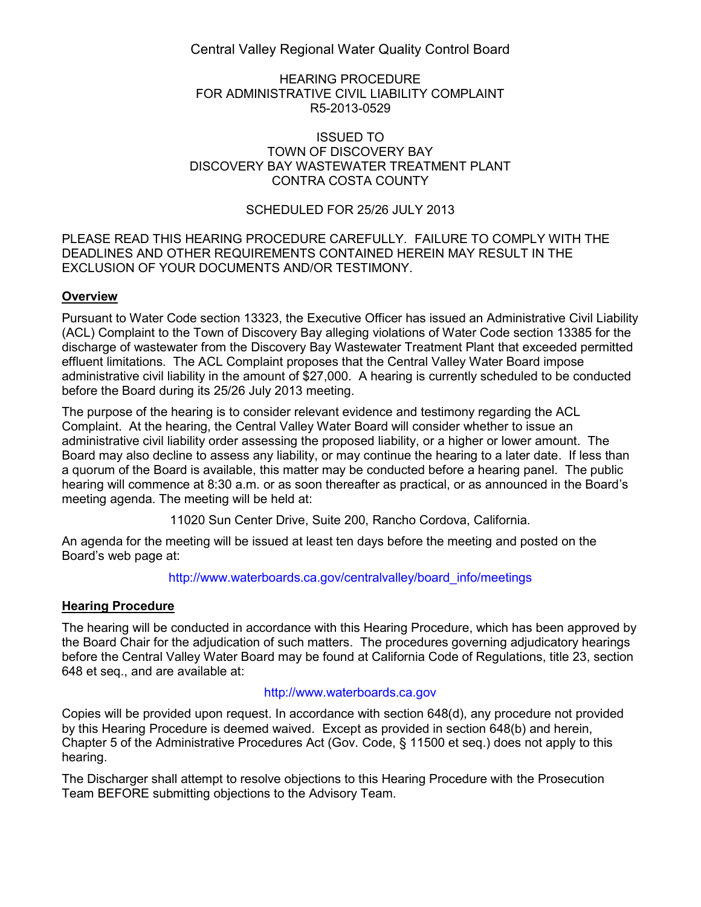Central Valley Regional Water Quality Control Board

HEARING PROCEDURE
FOR ADMINISTRATIVE CIVIL LIABILITY COMPLAINT
R5-2013-0529

ISSUED TO
TOWN OF DISCOVERY BAY
DISCOVERY BAY WASTEWATER TREATMENT PLANT
CONTRA COSTA COUNTY

SCHEDULED FOR 25/26 JULY 2013

PLEASE READ THIS HEARING PROCEDURE CAREFULLY. FAILURE TO COMPLY WITH THE DEADLINES AND OTHER REQUIREMENTS CONTAINED HEREIN MAY RESULT IN THE EXCLUSION OF YOUR DOCUMENTS AND/OR TESTIMONY.

## Overview

Pursuant to Water Code section 13323, the Executive Officer has issued an Administrative Civil Liability (ACL) Complaint to the Town of Discovery Bay alleging violations of Water Code section 13385 for the discharge of wastewater from the Discovery Bay Wastewater Treatment Plant that exceeded permitted effluent limitations. The ACL Complaint proposes that the Central Valley Water Board impose administrative civil liability in the amount of $27,000. A hearing is currently scheduled to be conducted before the Board during its 25/26 July 2013 meeting.

The purpose of the hearing is to consider relevant evidence and testimony regarding the ACL Complaint. At the hearing, the Central Valley Water Board will consider whether to issue an administrative civil liability order assessing the proposed liability, or a higher or lower amount. The Board may also decline to assess any liability, or may continue the hearing to a later date. If less than a quorum of the Board is available, this matter may be conducted before a hearing panel. The public hearing will commence at 8:30 a.m. or as soon thereafter as practical, or as announced in the Board's meeting agenda. The meeting will be held at:

11020 Sun Center Drive, Suite 200, Rancho Cordova, California.

An agenda for the meeting will be issued at least ten days before the meeting and posted on the Board's web page at:

http://www.waterboards.ca.gov/centralvalley/board_info/meetings

## Hearing Procedure

The hearing will be conducted in accordance with this Hearing Procedure, which has been approved by the Board Chair for the adjudication of such matters. The procedures governing adjudicatory hearings before the Central Valley Water Board may be found at California Code of Regulations, title 23, section 648 et seq., and are available at:

http://www.waterboards.ca.gov

Copies will be provided upon request. In accordance with section 648(d), any procedure not provided by this Hearing Procedure is deemed waived. Except as provided in section 648(b) and herein, Chapter 5 of the Administrative Procedures Act (Gov. Code, § 11500 et seq.) does not apply to this hearing.

The Discharger shall attempt to resolve objections to this Hearing Procedure with the Prosecution Team BEFORE submitting objections to the Advisory Team.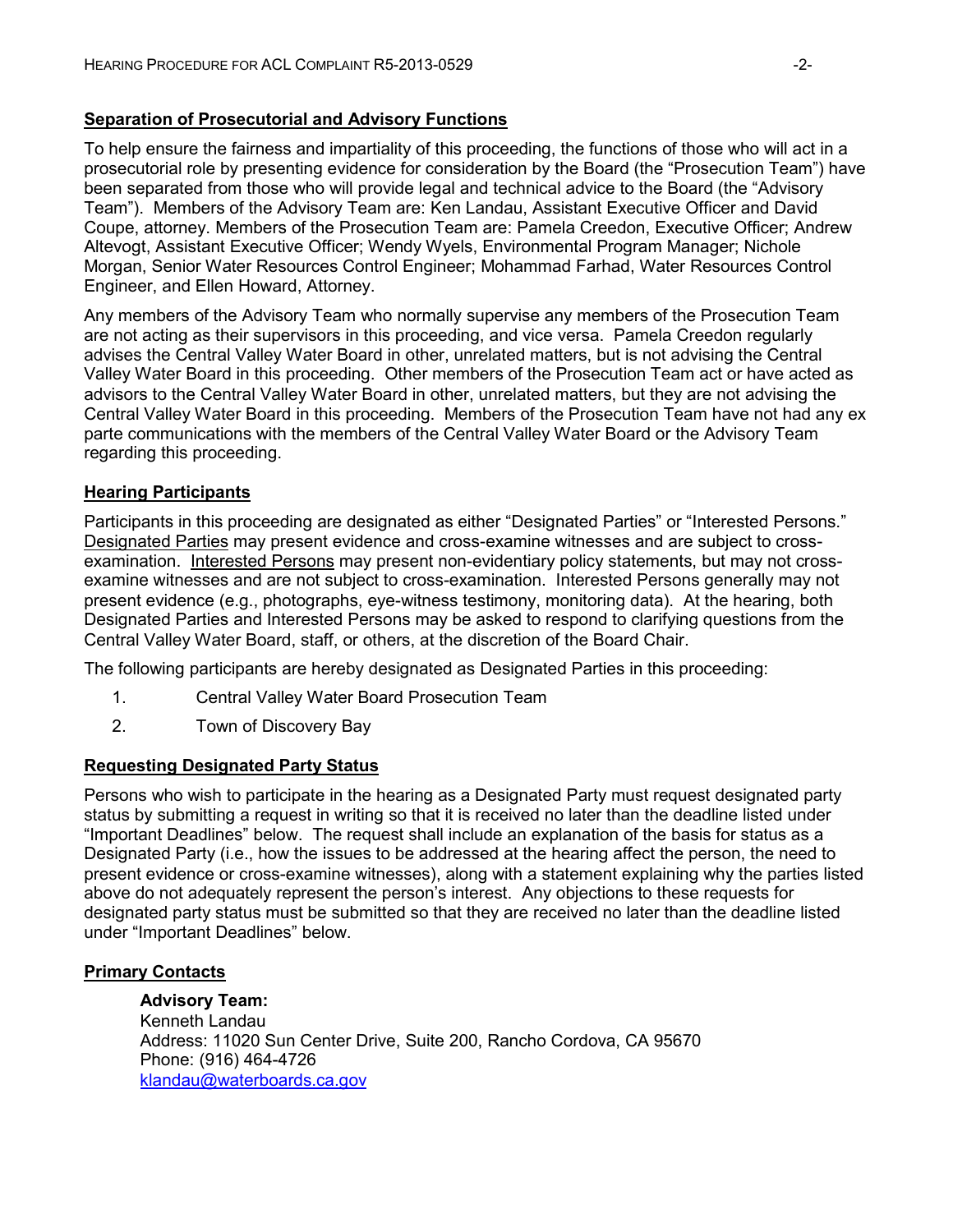## Separation of Prosecutorial and Advisory Functions

To help ensure the fairness and impartiality of this proceeding, the functions of those who will act in a prosecutorial role by presenting evidence for consideration by the Board (the "Prosecution Team") have been separated from those who will provide legal and technical advice to the Board (the "Advisory Team"). Members of the Advisory Team are: Ken Landau, Assistant Executive Officer and David Coupe, attorney. Members of the Prosecution Team are: Pamela Creedon, Executive Officer; Andrew Altevogt, Assistant Executive Officer; Wendy Wyels, Environmental Program Manager; Nichole Morgan, Senior Water Resources Control Engineer; Mohammad Farhad, Water Resources Control Engineer, and Ellen Howard, Attorney.

Any members of the Advisory Team who normally supervise any members of the Prosecution Team are not acting as their supervisors in this proceeding, and vice versa. Pamela Creedon regularly advises the Central Valley Water Board in other, unrelated matters, but is not advising the Central Valley Water Board in this proceeding. Other members of the Prosecution Team act or have acted as advisors to the Central Valley Water Board in other, unrelated matters, but they are not advising the Central Valley Water Board in this proceeding. Members of the Prosecution Team have not had any ex parte communications with the members of the Central Valley Water Board or the Advisory Team regarding this proceeding.

## Hearing Participants

Participants in this proceeding are designated as either "Designated Parties" or "Interested Persons." Designated Parties may present evidence and cross-examine witnesses and are subject to cross-examination. Interested Persons may present non-evidentiary policy statements, but may not cross-examine witnesses and are not subject to cross-examination. Interested Persons generally may not present evidence (e.g., photographs, eye-witness testimony, monitoring data). At the hearing, both Designated Parties and Interested Persons may be asked to respond to clarifying questions from the Central Valley Water Board, staff, or others, at the discretion of the Board Chair.

The following participants are hereby designated as Designated Parties in this proceeding:

1. Central Valley Water Board Prosecution Team
2. Town of Discovery Bay

## Requesting Designated Party Status

Persons who wish to participate in the hearing as a Designated Party must request designated party status by submitting a request in writing so that it is received no later than the deadline listed under "Important Deadlines" below. The request shall include an explanation of the basis for status as a Designated Party (i.e., how the issues to be addressed at the hearing affect the person, the need to present evidence or cross-examine witnesses), along with a statement explaining why the parties listed above do not adequately represent the person's interest. Any objections to these requests for designated party status must be submitted so that they are received no later than the deadline listed under "Important Deadlines" below.

## Primary Contacts

**Advisory Team:**
Kenneth Landau
Address: 11020 Sun Center Drive, Suite 200, Rancho Cordova, CA 95670
Phone: (916) 464-4726
klandau@waterboards.ca.gov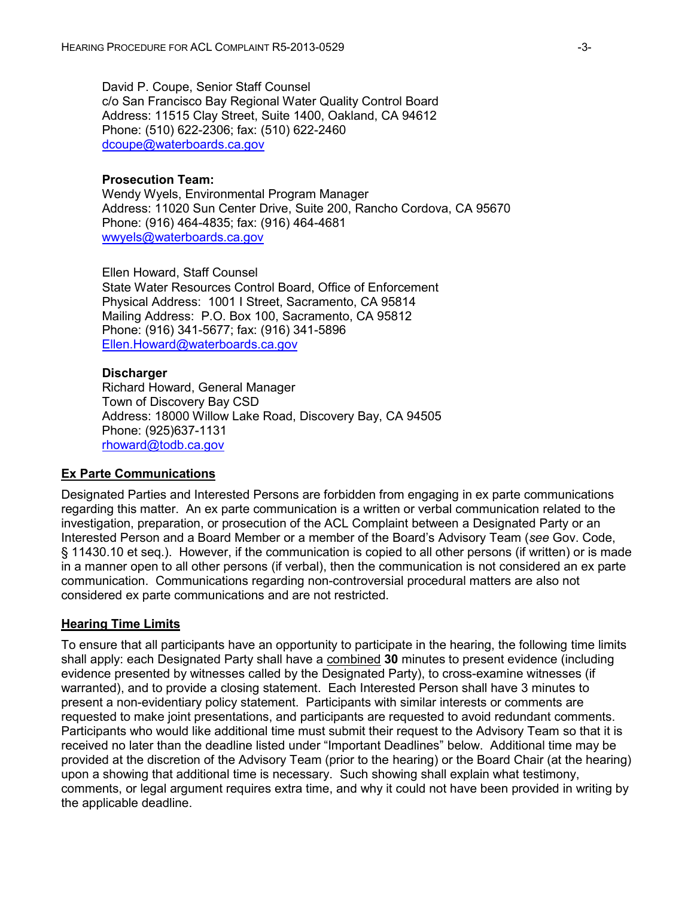David P. Coupe, Senior Staff Counsel
c/o San Francisco Bay Regional Water Quality Control Board
Address: 11515 Clay Street, Suite 1400, Oakland, CA 94612
Phone: (510) 622-2306; fax: (510) 622-2460
dcoupe@waterboards.ca.gov

**Prosecution Team:**
Wendy Wyels, Environmental Program Manager
Address: 11020 Sun Center Drive, Suite 200, Rancho Cordova, CA 95670
Phone: (916) 464-4835; fax: (916) 464-4681
wwyels@waterboards.ca.gov

Ellen Howard, Staff Counsel
State Water Resources Control Board, Office of Enforcement
Physical Address: 1001 I Street, Sacramento, CA 95814
Mailing Address: P.O. Box 100, Sacramento, CA 95812
Phone: (916) 341-5677; fax: (916) 341-5896
Ellen.Howard@waterboards.ca.gov

**Discharger**
Richard Howard, General Manager
Town of Discovery Bay CSD
Address: 18000 Willow Lake Road, Discovery Bay, CA 94505
Phone: (925)637-1131
rhoward@todb.ca.gov

## Ex Parte Communications

Designated Parties and Interested Persons are forbidden from engaging in ex parte communications regarding this matter. An ex parte communication is a written or verbal communication related to the investigation, preparation, or prosecution of the ACL Complaint between a Designated Party or an Interested Person and a Board Member or a member of the Board's Advisory Team (*see* Gov. Code, § 11430.10 et seq.). However, if the communication is copied to all other persons (if written) or is made in a manner open to all other persons (if verbal), then the communication is not considered an ex parte communication. Communications regarding non-controversial procedural matters are also not considered ex parte communications and are not restricted.

## Hearing Time Limits

To ensure that all participants have an opportunity to participate in the hearing, the following time limits shall apply: each Designated Party shall have a combined **30** minutes to present evidence (including evidence presented by witnesses called by the Designated Party), to cross-examine witnesses (if warranted), and to provide a closing statement. Each Interested Person shall have 3 minutes to present a non-evidentiary policy statement. Participants with similar interests or comments are requested to make joint presentations, and participants are requested to avoid redundant comments. Participants who would like additional time must submit their request to the Advisory Team so that it is received no later than the deadline listed under "Important Deadlines" below. Additional time may be provided at the discretion of the Advisory Team (prior to the hearing) or the Board Chair (at the hearing) upon a showing that additional time is necessary. Such showing shall explain what testimony, comments, or legal argument requires extra time, and why it could not have been provided in writing by the applicable deadline.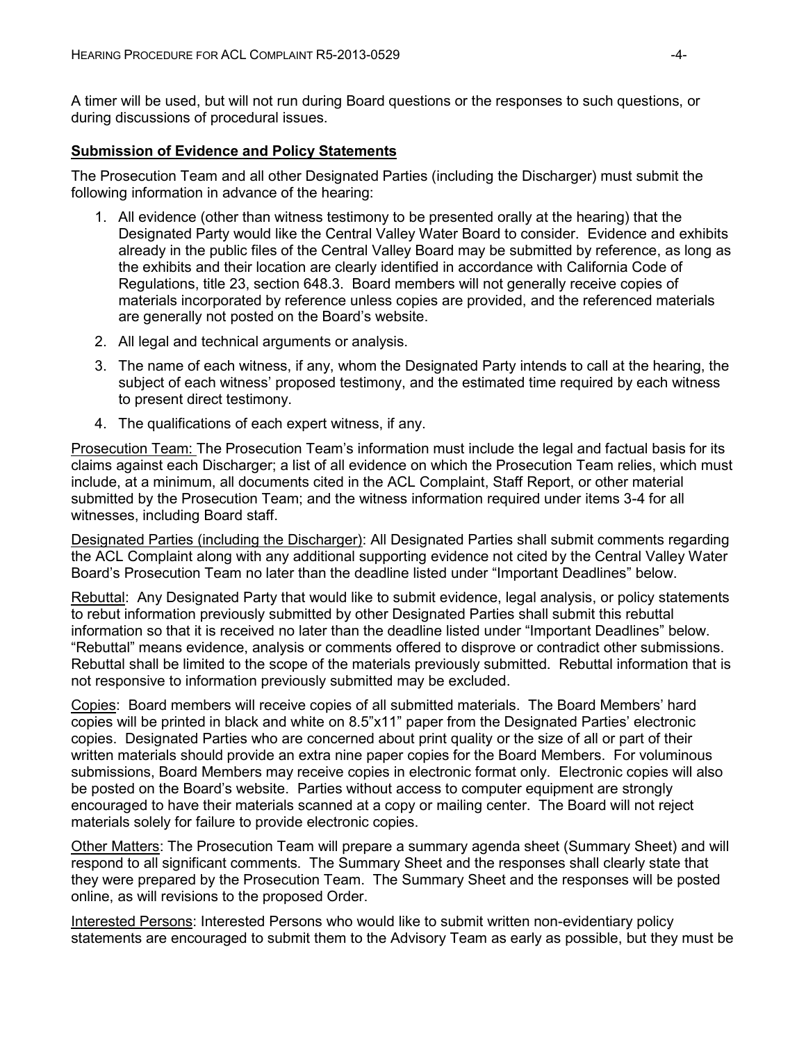A timer will be used, but will not run during Board questions or the responses to such questions, or during discussions of procedural issues.

**Submission of Evidence and Policy Statements**

The Prosecution Team and all other Designated Parties (including the Discharger) must submit the following information in advance of the hearing:

1. All evidence (other than witness testimony to be presented orally at the hearing) that the Designated Party would like the Central Valley Water Board to consider. Evidence and exhibits already in the public files of the Central Valley Board may be submitted by reference, as long as the exhibits and their location are clearly identified in accordance with California Code of Regulations, title 23, section 648.3. Board members will not generally receive copies of materials incorporated by reference unless copies are provided, and the referenced materials are generally not posted on the Board's website.
2. All legal and technical arguments or analysis.
3. The name of each witness, if any, whom the Designated Party intends to call at the hearing, the subject of each witness' proposed testimony, and the estimated time required by each witness to present direct testimony.
4. The qualifications of each expert witness, if any.

Prosecution Team: The Prosecution Team's information must include the legal and factual basis for its claims against each Discharger; a list of all evidence on which the Prosecution Team relies, which must include, at a minimum, all documents cited in the ACL Complaint, Staff Report, or other material submitted by the Prosecution Team; and the witness information required under items 3-4 for all witnesses, including Board staff.

Designated Parties (including the Discharger): All Designated Parties shall submit comments regarding the ACL Complaint along with any additional supporting evidence not cited by the Central Valley Water Board's Prosecution Team no later than the deadline listed under "Important Deadlines" below.

Rebuttal: Any Designated Party that would like to submit evidence, legal analysis, or policy statements to rebut information previously submitted by other Designated Parties shall submit this rebuttal information so that it is received no later than the deadline listed under "Important Deadlines" below. "Rebuttal" means evidence, analysis or comments offered to disprove or contradict other submissions. Rebuttal shall be limited to the scope of the materials previously submitted. Rebuttal information that is not responsive to information previously submitted may be excluded.

Copies: Board members will receive copies of all submitted materials. The Board Members' hard copies will be printed in black and white on 8.5"x11" paper from the Designated Parties' electronic copies. Designated Parties who are concerned about print quality or the size of all or part of their written materials should provide an extra nine paper copies for the Board Members. For voluminous submissions, Board Members may receive copies in electronic format only. Electronic copies will also be posted on the Board's website. Parties without access to computer equipment are strongly encouraged to have their materials scanned at a copy or mailing center. The Board will not reject materials solely for failure to provide electronic copies.

Other Matters: The Prosecution Team will prepare a summary agenda sheet (Summary Sheet) and will respond to all significant comments. The Summary Sheet and the responses shall clearly state that they were prepared by the Prosecution Team. The Summary Sheet and the responses will be posted online, as will revisions to the proposed Order.

Interested Persons: Interested Persons who would like to submit written non-evidentiary policy statements are encouraged to submit them to the Advisory Team as early as possible, but they must be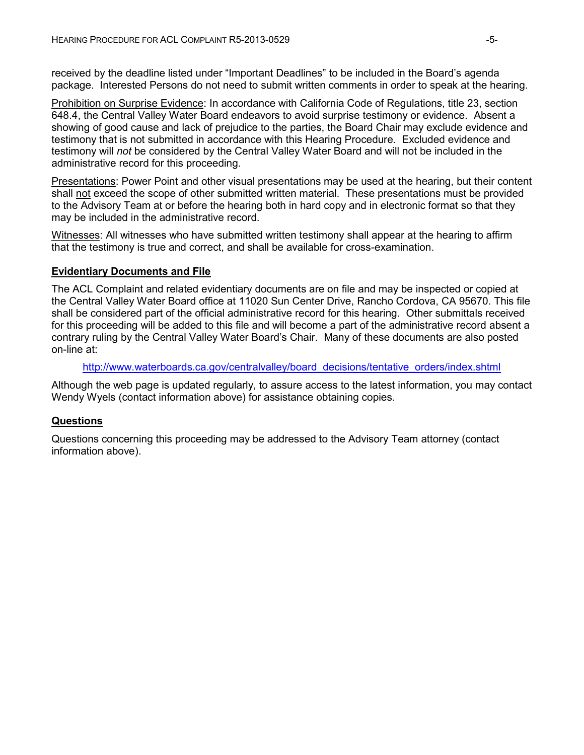received by the deadline listed under "Important Deadlines" to be included in the Board's agenda package. Interested Persons do not need to submit written comments in order to speak at the hearing.

Prohibition on Surprise Evidence: In accordance with California Code of Regulations, title 23, section 648.4, the Central Valley Water Board endeavors to avoid surprise testimony or evidence. Absent a showing of good cause and lack of prejudice to the parties, the Board Chair may exclude evidence and testimony that is not submitted in accordance with this Hearing Procedure. Excluded evidence and testimony will *not* be considered by the Central Valley Water Board and will not be included in the administrative record for this proceeding.

Presentations: Power Point and other visual presentations may be used at the hearing, but their content shall not exceed the scope of other submitted written material. These presentations must be provided to the Advisory Team at or before the hearing both in hard copy and in electronic format so that they may be included in the administrative record.

Witnesses: All witnesses who have submitted written testimony shall appear at the hearing to affirm that the testimony is true and correct, and shall be available for cross-examination.

**Evidentiary Documents and File**

The ACL Complaint and related evidentiary documents are on file and may be inspected or copied at the Central Valley Water Board office at 11020 Sun Center Drive, Rancho Cordova, CA 95670. This file shall be considered part of the official administrative record for this hearing. Other submittals received for this proceeding will be added to this file and will become a part of the administrative record absent a contrary ruling by the Central Valley Water Board's Chair. Many of these documents are also posted on-line at:

http://www.waterboards.ca.gov/centralvalley/board_decisions/tentative_orders/index.shtml

Although the web page is updated regularly, to assure access to the latest information, you may contact Wendy Wyels (contact information above) for assistance obtaining copies.

**Questions**

Questions concerning this proceeding may be addressed to the Advisory Team attorney (contact information above).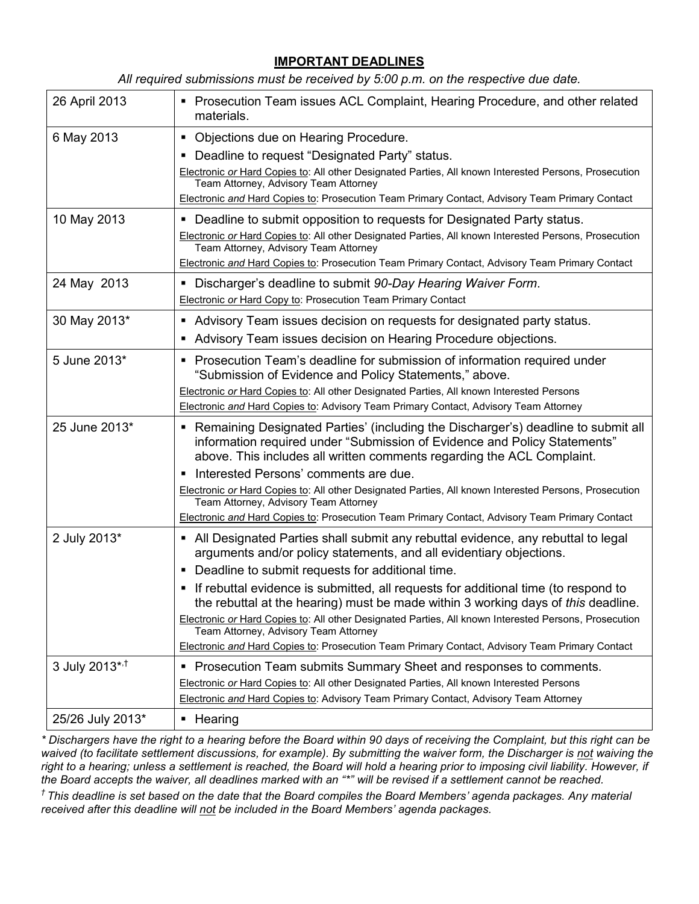## IMPORTANT DEADLINES

*All required submissions must be received by 5:00 p.m. on the respective due date.*

| | |
|---|---|
| 26 April 2013 | ▪ Prosecution Team issues ACL Complaint, Hearing Procedure, and other related materials. |
| 6 May 2013 | ▪ Objections due on Hearing Procedure.<br>▪ Deadline to request "Designated Party" status.<br><u>Electronic *or* Hard Copies to</u>: All other Designated Parties, All known Interested Persons, Prosecution Team Attorney, Advisory Team Attorney<br><u>Electronic *and* Hard Copies to</u>: Prosecution Team Primary Contact, Advisory Team Primary Contact |
| 10 May 2013 | ▪ Deadline to submit opposition to requests for Designated Party status.<br><u>Electronic *or* Hard Copies to</u>: All other Designated Parties, All known Interested Persons, Prosecution Team Attorney, Advisory Team Attorney<br><u>Electronic *and* Hard Copies to</u>: Prosecution Team Primary Contact, Advisory Team Primary Contact |
| 24 May 2013 | ▪ Discharger's deadline to submit *90-Day Hearing Waiver Form*.<br><u>Electronic *or* Hard Copy to</u>: Prosecution Team Primary Contact |
| 30 May 2013* | ▪ Advisory Team issues decision on requests for designated party status.<br>▪ Advisory Team issues decision on Hearing Procedure objections. |
| 5 June 2013* | ▪ Prosecution Team's deadline for submission of information required under "Submission of Evidence and Policy Statements," above.<br><u>Electronic *or* Hard Copies to</u>: All other Designated Parties, All known Interested Persons<br><u>Electronic *and* Hard Copies to</u>: Advisory Team Primary Contact, Advisory Team Attorney |
| 25 June 2013* | ▪ Remaining Designated Parties' (including the Discharger's) deadline to submit all information required under "Submission of Evidence and Policy Statements" above. This includes all written comments regarding the ACL Complaint.<br>▪ Interested Persons' comments are due.<br><u>Electronic *or* Hard Copies to</u>: All other Designated Parties, All known Interested Persons, Prosecution Team Attorney, Advisory Team Attorney<br><u>Electronic *and* Hard Copies to</u>: Prosecution Team Primary Contact, Advisory Team Primary Contact |
| 2 July 2013* | ▪ All Designated Parties shall submit any rebuttal evidence, any rebuttal to legal arguments and/or policy statements, and all evidentiary objections.<br>▪ Deadline to submit requests for additional time.<br>▪ If rebuttal evidence is submitted, all requests for additional time (to respond to the rebuttal at the hearing) must be made within 3 working days of *this* deadline.<br><u>Electronic *or* Hard Copies to</u>: All other Designated Parties, All known Interested Persons, Prosecution Team Attorney, Advisory Team Attorney<br><u>Electronic *and* Hard Copies to</u>: Prosecution Team Primary Contact, Advisory Team Primary Contact |
| 3 July 2013*,† | ▪ Prosecution Team submits Summary Sheet and responses to comments.<br><u>Electronic *or* Hard Copies to</u>: All other Designated Parties, All known Interested Persons<br><u>Electronic *and* Hard Copies to</u>: Advisory Team Primary Contact, Advisory Team Attorney |
| 25/26 July 2013* | ▪ Hearing |

*\* Dischargers have the right to a hearing before the Board within 90 days of receiving the Complaint, but this right can be waived (to facilitate settlement discussions, for example). By submitting the waiver form, the Discharger is <u>not</u> waiving the right to a hearing; unless a settlement is reached, the Board will hold a hearing prior to imposing civil liability. However, if the Board accepts the waiver, all deadlines marked with an "*" will be revised if a settlement cannot be reached.*

*† This deadline is set based on the date that the Board compiles the Board Members' agenda packages. Any material received after this deadline will <u>not</u> be included in the Board Members' agenda packages.*